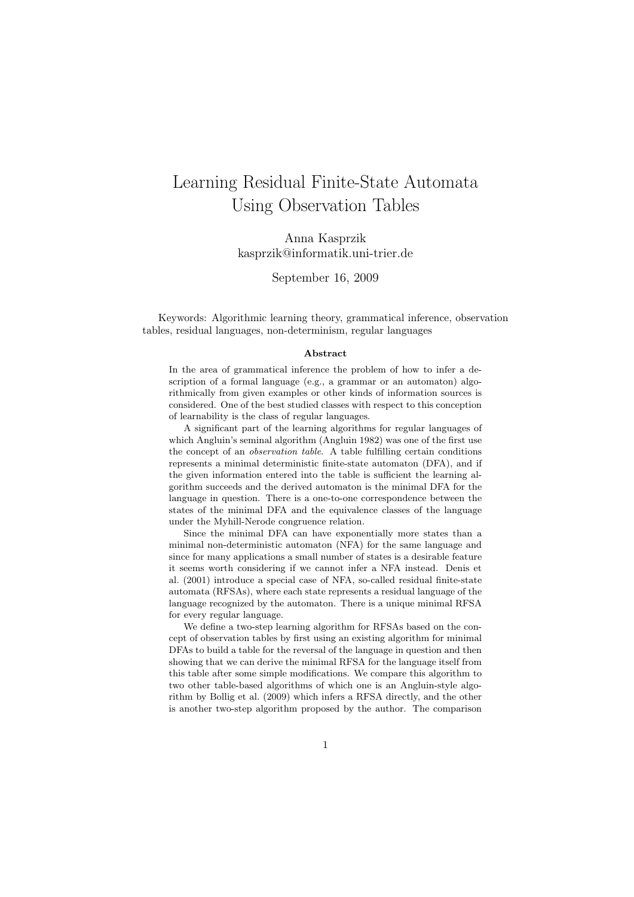# Learning Residual Finite-State Automata Using Observation Tables

Anna Kasprzik
kasprzik@informatik.uni-trier.de

September 16, 2009

Keywords: Algorithmic learning theory, grammatical inference, observation tables, residual languages, non-determinism, regular languages

### Abstract

In the area of grammatical inference the problem of how to infer a description of a formal language (e.g., a grammar or an automaton) algorithmically from given examples or other kinds of information sources is considered. One of the best studied classes with respect to this conception of learnability is the class of regular languages.

A significant part of the learning algorithms for regular languages of which Angluin's seminal algorithm (Angluin 1982) was one of the first use the concept of an *observation table*. A table fulfilling certain conditions represents a minimal deterministic finite-state automaton (DFA), and if the given information entered into the table is sufficient the learning algorithm succeeds and the derived automaton is the minimal DFA for the language in question. There is a one-to-one correspondence between the states of the minimal DFA and the equivalence classes of the language under the Myhill-Nerode congruence relation.

Since the minimal DFA can have exponentially more states than a minimal non-deterministic automaton (NFA) for the same language and since for many applications a small number of states is a desirable feature it seems worth considering if we cannot infer a NFA instead. Denis et al. (2001) introduce a special case of NFA, so-called residual finite-state automata (RFSAs), where each state represents a residual language of the language recognized by the automaton. There is a unique minimal RFSA for every regular language.

We define a two-step learning algorithm for RFSAs based on the concept of observation tables by first using an existing algorithm for minimal DFAs to build a table for the reversal of the language in question and then showing that we can derive the minimal RFSA for the language itself from this table after some simple modifications. We compare this algorithm to two other table-based algorithms of which one is an Angluin-style algorithm by Bollig et al. (2009) which infers a RFSA directly, and the other is another two-step algorithm proposed by the author. The comparison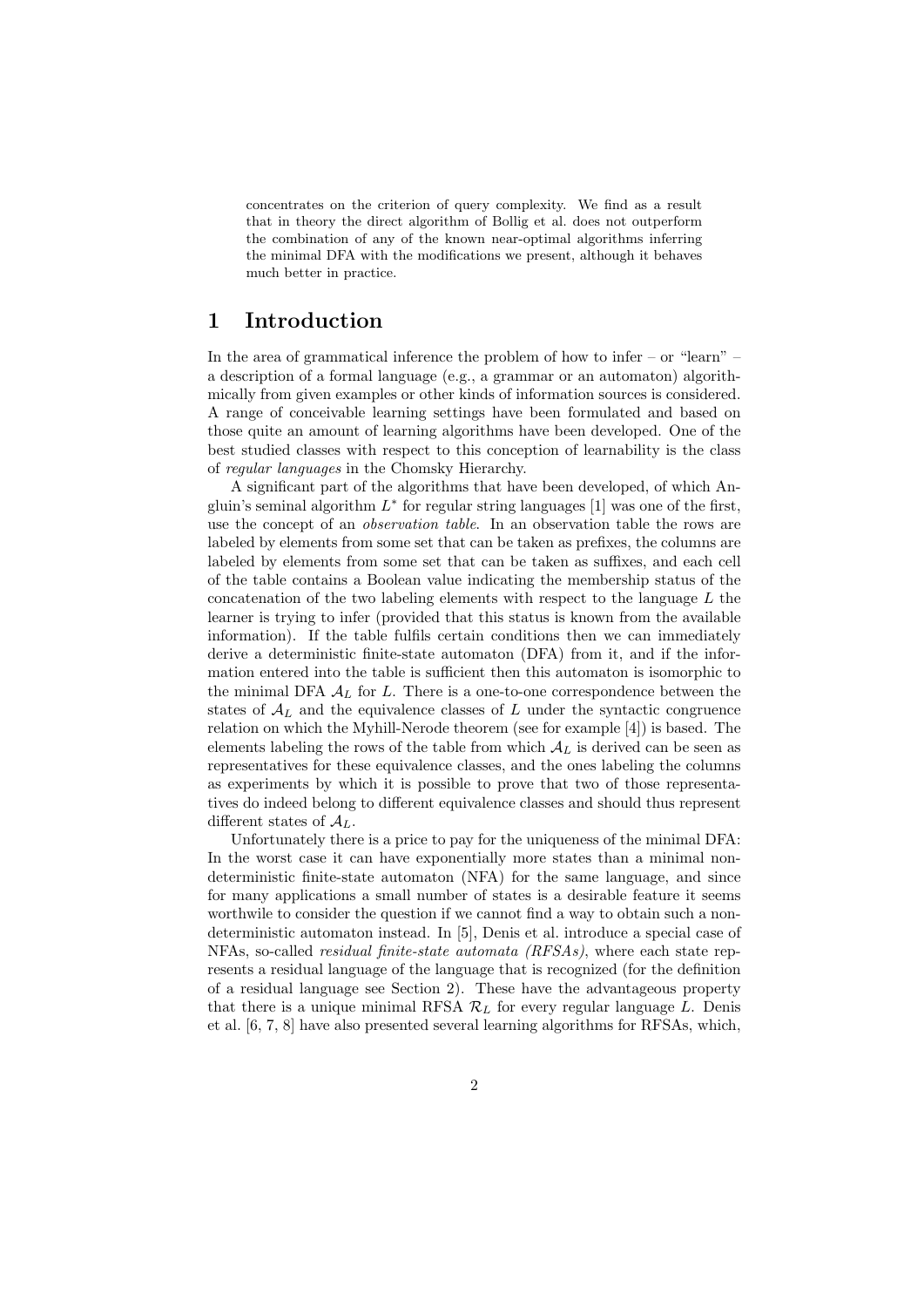concentrates on the criterion of query complexity. We find as a result that in theory the direct algorithm of Bollig et al. does not outperform the combination of any of the known near-optimal algorithms inferring the minimal DFA with the modifications we present, although it behaves much better in practice.

## 1 Introduction

In the area of grammatical inference the problem of how to infer – or "learn" – a description of a formal language (e.g., a grammar or an automaton) algorithmically from given examples or other kinds of information sources is considered. A range of conceivable learning settings have been formulated and based on those quite an amount of learning algorithms have been developed. One of the best studied classes with respect to this conception of learnability is the class of *regular languages* in the Chomsky Hierarchy.

A significant part of the algorithms that have been developed, of which Angluin's seminal algorithm $L^*$ for regular string languages [1] was one of the first, use the concept of an *observation table*. In an observation table the rows are labeled by elements from some set that can be taken as prefixes, the columns are labeled by elements from some set that can be taken as suffixes, and each cell of the table contains a Boolean value indicating the membership status of the concatenation of the two labeling elements with respect to the language $L$ the learner is trying to infer (provided that this status is known from the available information). If the table fulfils certain conditions then we can immediately derive a deterministic finite-state automaton (DFA) from it, and if the information entered into the table is sufficient then this automaton is isomorphic to the minimal DFA $\mathcal{A}_L$ for $L$. There is a one-to-one correspondence between the states of $\mathcal{A}_L$ and the equivalence classes of $L$ under the syntactic congruence relation on which the Myhill-Nerode theorem (see for example [4]) is based. The elements labeling the rows of the table from which $\mathcal{A}_L$ is derived can be seen as representatives for these equivalence classes, and the ones labeling the columns as experiments by which it is possible to prove that two of those representatives do indeed belong to different equivalence classes and should thus represent different states of $\mathcal{A}_L$.

Unfortunately there is a price to pay for the uniqueness of the minimal DFA: In the worst case it can have exponentially more states than a minimal nondeterministic finite-state automaton (NFA) for the same language, and since for many applications a small number of states is a desirable feature it seems worthwile to consider the question if we cannot find a way to obtain such a nondeterministic automaton instead. In [5], Denis et al. introduce a special case of NFAs, so-called *residual finite-state automata (RFSAs)*, where each state represents a residual language of the language that is recognized (for the definition of a residual language see Section 2). These have the advantageous property that there is a unique minimal RFSA $\mathcal{R}_L$ for every regular language $L$. Denis et al. [6, 7, 8] have also presented several learning algorithms for RFSAs, which,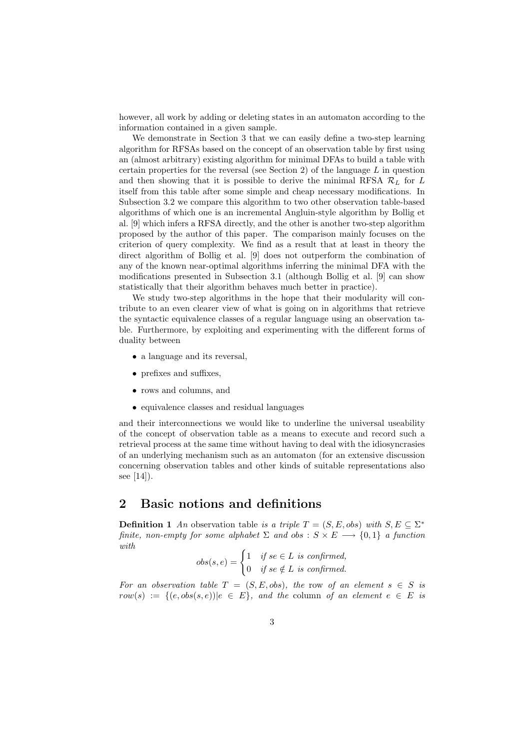however, all work by adding or deleting states in an automaton according to the information contained in a given sample.

We demonstrate in Section 3 that we can easily define a two-step learning algorithm for RFSAs based on the concept of an observation table by first using an (almost arbitrary) existing algorithm for minimal DFAs to build a table with certain properties for the reversal (see Section 2) of the language $L$ in question and then showing that it is possible to derive the minimal RFSA $\mathcal{R}_L$ for $L$ itself from this table after some simple and cheap necessary modifications. In Subsection 3.2 we compare this algorithm to two other observation table-based algorithms of which one is an incremental Angluin-style algorithm by Bollig et al. [9] which infers a RFSA directly, and the other is another two-step algorithm proposed by the author of this paper. The comparison mainly focuses on the criterion of query complexity. We find as a result that at least in theory the direct algorithm of Bollig et al. [9] does not outperform the combination of any of the known near-optimal algorithms inferring the minimal DFA with the modifications presented in Subsection 3.1 (although Bollig et al. [9] can show statistically that their algorithm behaves much better in practice).

We study two-step algorithms in the hope that their modularity will contribute to an even clearer view of what is going on in algorithms that retrieve the syntactic equivalence classes of a regular language using an observation table. Furthermore, by exploiting and experimenting with the different forms of duality between

- a language and its reversal,
- prefixes and suffixes,
- rows and columns, and
- equivalence classes and residual languages

and their interconnections we would like to underline the universal useability of the concept of observation table as a means to execute and record such a retrieval process at the same time without having to deal with the idiosyncrasies of an underlying mechanism such as an automaton (for an extensive discussion concerning observation tables and other kinds of suitable representations also see [14]).

## 2 Basic notions and definitions

**Definition 1** *An* observation table *is a triple $T = (S, E, obs)$ with $S, E \subseteq \Sigma^*$ finite, non-empty for some alphabet $\Sigma$ and $obs : S \times E \longrightarrow \{0, 1\}$ a function with*

$$obs(s, e) = \begin{cases} 1 & \text{if } se \in L \text{ is confirmed,} \\ 0 & \text{if } se \notin L \text{ is confirmed.} \end{cases}$$

*For an observation table $T = (S, E, obs)$, the* row *of an element $s \in S$ is $row(s) := \{(e, obs(s, e)) | e \in E\}$, and the* column *of an element $e \in E$ is*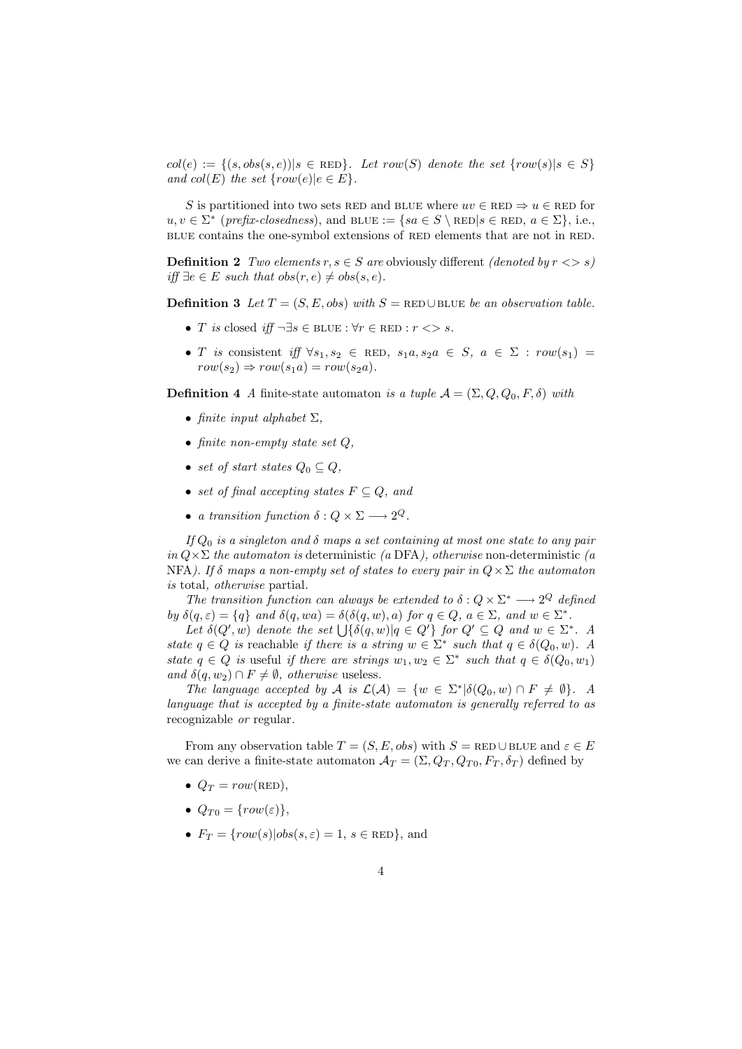$col(e) := \{(s, obs(s,e)) | s \in \text{RED}\}$. *Let* $row(S)$ *denote the set* $\{row(s) | s \in S\}$ *and* $col(E)$ *the set* $\{row(e) | e \in E\}$.

$S$ is partitioned into two sets RED and BLUE where $uv \in \text{RED} \Rightarrow u \in \text{RED}$ for $u, v \in \Sigma^*$ (*prefix-closedness*), and $\text{BLUE} := \{sa \in S \setminus \text{RED} | s \in \text{RED}, a \in \Sigma\}$, i.e., BLUE contains the one-symbol extensions of RED elements that are not in RED.

**Definition 2** *Two elements* $r, s \in S$ *are* obviously different *(denoted by* $r <> s$*) iff* $\exists e \in E$ *such that* $obs(r, e) \neq obs(s, e)$.

**Definition 3** *Let* $T = (S, E, obs)$ *with* $S = \text{RED} \cup \text{BLUE}$ *be an observation table.*

- $T$ *is* closed *iff* $\neg \exists s \in \text{BLUE} : \forall r \in \text{RED} : r <> s$.
- $T$ *is* consistent *iff* $\forall s_1, s_2 \in \text{RED}$, $s_1a, s_2a \in S$, $a \in \Sigma : row(s_1) = row(s_2) \Rightarrow row(s_1a) = row(s_2a)$.

**Definition 4** *A* finite-state automaton *is a tuple* $\mathcal{A} = (\Sigma, Q, Q_0, F, \delta)$ *with*

- *finite input alphabet* $\Sigma$,
- *finite non-empty state set* $Q$,
- *set of start states* $Q_0 \subseteq Q$,
- *set of final accepting states* $F \subseteq Q$, *and*
- *a transition function* $\delta : Q \times \Sigma \longrightarrow 2^Q$.

*If* $Q_0$ *is a singleton and* $\delta$ *maps a set containing at most one state to any pair in* $Q \times \Sigma$ *the automaton is* deterministic *(a* DFA*), otherwise* non-deterministic *(a* NFA*). If* $\delta$ *maps a non-empty set of states to every pair in* $Q \times \Sigma$ *the automaton is* total*, otherwise* partial.

*The transition function can always be extended to* $\delta : Q \times \Sigma^* \longrightarrow 2^Q$ *defined by* $\delta(q, \varepsilon) = \{q\}$ *and* $\delta(q, wa) = \delta(\delta(q, w), a)$ *for* $q \in Q$, $a \in \Sigma$, *and* $w \in \Sigma^*$.

*Let* $\delta(Q', w)$ *denote the set* $\bigcup\{\delta(q, w) | q \in Q'\}$ *for* $Q' \subseteq Q$ *and* $w \in \Sigma^*$. *A state* $q \in Q$ *is* reachable *if there is a string* $w \in \Sigma^*$ *such that* $q \in \delta(Q_0, w)$. *A state* $q \in Q$ *is* useful *if there are strings* $w_1, w_2 \in \Sigma^*$ *such that* $q \in \delta(Q_0, w_1)$ *and* $\delta(q, w_2) \cap F \neq \emptyset$, *otherwise* useless.

*The language accepted by* $\mathcal{A}$ *is* $\mathcal{L}(\mathcal{A}) = \{w \in \Sigma^* | \delta(Q_0, w) \cap F \neq \emptyset\}$. *A language that is accepted by a finite-state automaton is generally referred to as* recognizable *or* regular.

From any observation table $T = (S, E, obs)$ with $S = \text{RED} \cup \text{BLUE}$ and $\varepsilon \in E$ we can derive a finite-state automaton $\mathcal{A}_T = (\Sigma, Q_T, Q_{T0}, F_T, \delta_T)$ defined by

- $Q_T = row(\text{RED})$,
- $Q_{T0} = \{row(\varepsilon)\}$,
- $F_T = \{row(s) | obs(s, \varepsilon) = 1, s \in \text{RED}\}$, and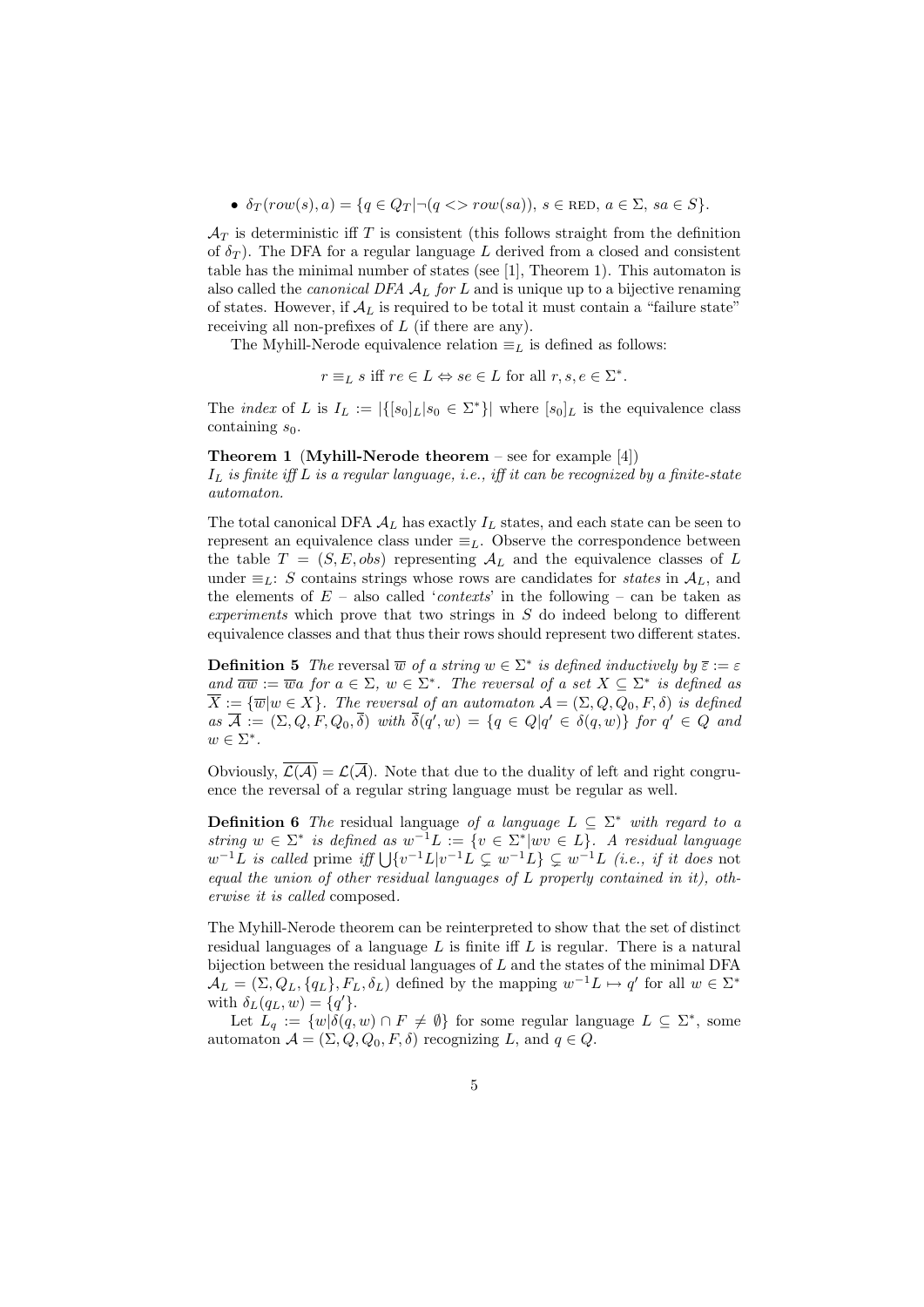- $\delta_T(row(s), a) = \{q \in Q_T | \neg(q <> row(sa)),\ s \in \text{RED},\ a \in \Sigma,\ sa \in S\}$.

$\mathcal{A}_T$ is deterministic iff $T$ is consistent (this follows straight from the definition of $\delta_T$). The DFA for a regular language $L$ derived from a closed and consistent table has the minimal number of states (see [1], Theorem 1). This automaton is also called the *canonical DFA* $\mathcal{A}_L$ *for* $L$ and is unique up to a bijective renaming of states. However, if $\mathcal{A}_L$ is required to be total it must contain a "failure state" receiving all non-prefixes of $L$ (if there are any).

The Myhill-Nerode equivalence relation $\equiv_L$ is defined as follows:

$$r \equiv_L s \text{ iff } re \in L \Leftrightarrow se \in L \text{ for all } r, s, e \in \Sigma^*.$$

The *index* of $L$ is $I_L := |\{[s_0]_L | s_0 \in \Sigma^*\}|$ where $[s_0]_L$ is the equivalence class containing $s_0$.

**Theorem 1** (**Myhill-Nerode theorem** – see for example [4])
*$I_L$ is finite iff $L$ is a regular language, i.e., iff it can be recognized by a finite-state automaton.*

The total canonical DFA $\mathcal{A}_L$ has exactly $I_L$ states, and each state can be seen to represent an equivalence class under $\equiv_L$. Observe the correspondence between the table $T = (S, E, obs)$ representing $\mathcal{A}_L$ and the equivalence classes of $L$ under $\equiv_L$: $S$ contains strings whose rows are candidates for *states* in $\mathcal{A}_L$, and the elements of $E$ – also called '*contexts*' in the following – can be taken as *experiments* which prove that two strings in $S$ do indeed belong to different equivalence classes and that thus their rows should represent two different states.

**Definition 5** *The* reversal $\overline{w}$ *of a string* $w \in \Sigma^*$ *is defined inductively by* $\overline{\varepsilon} := \varepsilon$ *and* $\overline{aw} := \overline{w}a$ *for* $a \in \Sigma$, $w \in \Sigma^*$. *The reversal of a set* $X \subseteq \Sigma^*$ *is defined as* $\overline{X} := \{\overline{w} | w \in X\}$. *The reversal of an automaton* $\mathcal{A} = (\Sigma, Q, Q_0, F, \delta)$ *is defined as* $\overline{\mathcal{A}} := (\Sigma, Q, F, Q_0, \overline{\delta})$ *with* $\overline{\delta}(q', w) = \{q \in Q | q' \in \delta(q, w)\}$ *for* $q' \in Q$ *and* $w \in \Sigma^*$.

Obviously, $\overline{\mathcal{L}(\mathcal{A})} = \mathcal{L}(\overline{\mathcal{A}})$. Note that due to the duality of left and right congruence the reversal of a regular string language must be regular as well.

**Definition 6** *The* residual language *of a language* $L \subseteq \Sigma^*$ *with regard to a string* $w \in \Sigma^*$ *is defined as* $w^{-1}L := \{v \in \Sigma^* | wv \in L\}$. *A residual language* $w^{-1}L$ *is called* prime *iff* $\bigcup\{v^{-1}L | v^{-1}L \subsetneq w^{-1}L\} \subsetneq w^{-1}L$ *(i.e., if it does* not *equal the union of other residual languages of $L$ properly contained in it), otherwise it is called* composed.

The Myhill-Nerode theorem can be reinterpreted to show that the set of distinct residual languages of a language $L$ is finite iff $L$ is regular. There is a natural bijection between the residual languages of $L$ and the states of the minimal DFA $\mathcal{A}_L = (\Sigma, Q_L, \{q_L\}, F_L, \delta_L)$ defined by the mapping $w^{-1}L \mapsto q'$ for all $w \in \Sigma^*$ with $\delta_L(q_L, w) = \{q'\}$.

Let $L_q := \{w | \delta(q, w) \cap F \neq \emptyset\}$ for some regular language $L \subseteq \Sigma^*$, some automaton $\mathcal{A} = (\Sigma, Q, Q_0, F, \delta)$ recognizing $L$, and $q \in Q$.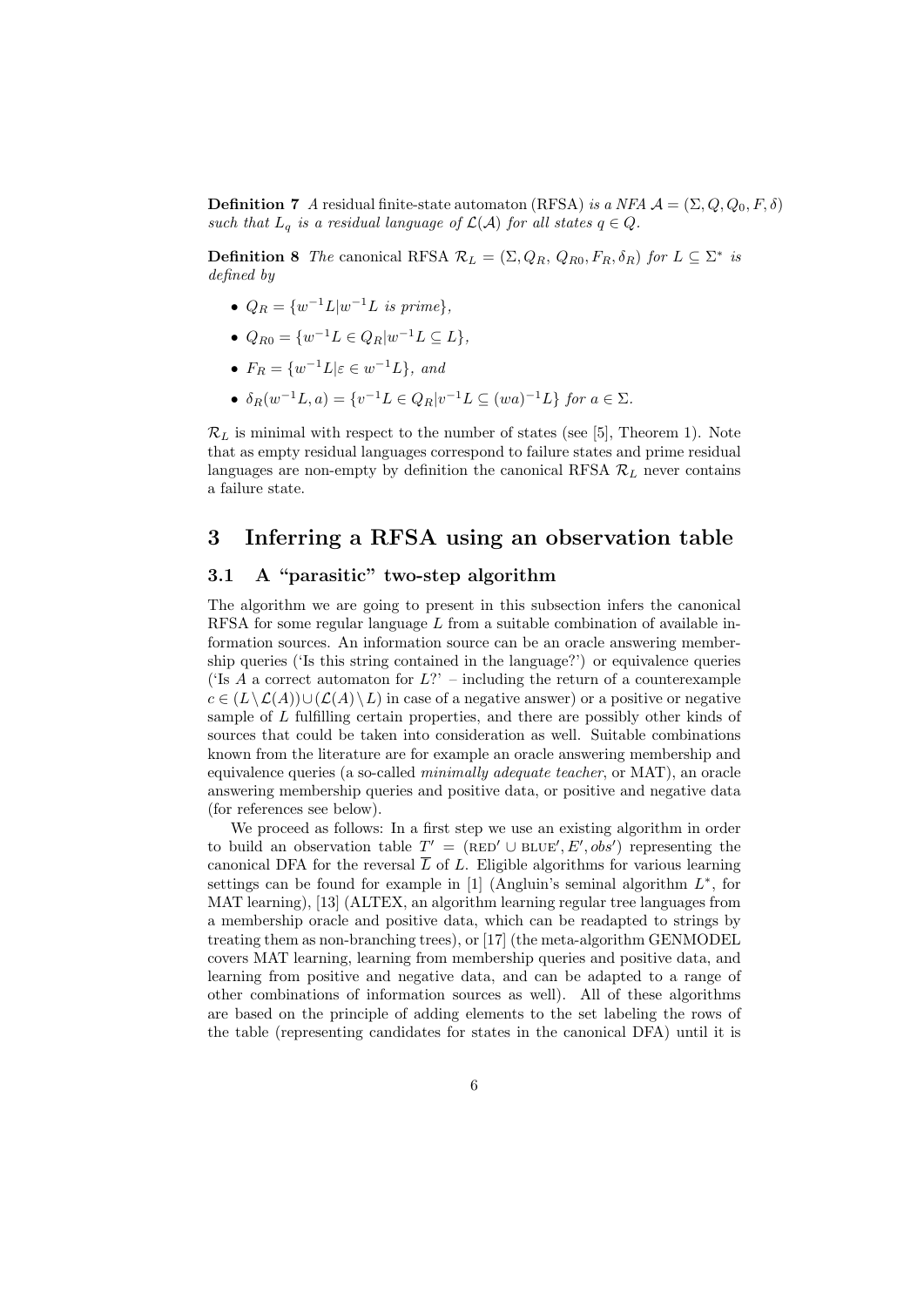**Definition 7** *A* residual finite-state automaton (RFSA) *is a NFA* $\mathcal{A} = (\Sigma, Q, Q_0, F, \delta)$ *such that* $L_q$ *is a residual language of* $\mathcal{L}(\mathcal{A})$ *for all states* $q \in Q$.

**Definition 8** *The* canonical RFSA $\mathcal{R}_L = (\Sigma, Q_R, Q_{R0}, F_R, \delta_R)$ *for* $L \subseteq \Sigma^*$ *is defined by*

- $Q_R = \{w^{-1}L | w^{-1}L \text{ is prime}\}$,
- $Q_{R0} = \{w^{-1}L \in Q_R | w^{-1}L \subseteq L\}$,
- $F_R = \{w^{-1}L | \varepsilon \in w^{-1}L\}$, *and*
- $\delta_R(w^{-1}L, a) = \{v^{-1}L \in Q_R | v^{-1}L \subseteq (wa)^{-1}L\}$ *for* $a \in \Sigma$.

$\mathcal{R}_L$ is minimal with respect to the number of states (see [5], Theorem 1). Note that as empty residual languages correspond to failure states and prime residual languages are non-empty by definition the canonical RFSA $\mathcal{R}_L$ never contains a failure state.

# 3 Inferring a RFSA using an observation table

## 3.1 A "parasitic" two-step algorithm

The algorithm we are going to present in this subsection infers the canonical RFSA for some regular language $L$ from a suitable combination of available information sources. An information source can be an oracle answering membership queries ('Is this string contained in the language?') or equivalence queries ('Is $A$ a correct automaton for $L$?' – including the return of a counterexample $c \in (L \setminus \mathcal{L}(A)) \cup (\mathcal{L}(A) \setminus L)$ in case of a negative answer) or a positive or negative sample of $L$ fulfilling certain properties, and there are possibly other kinds of sources that could be taken into consideration as well. Suitable combinations known from the literature are for example an oracle answering membership and equivalence queries (a so-called *minimally adequate teacher*, or MAT), an oracle answering membership queries and positive data, or positive and negative data (for references see below).

We proceed as follows: In a first step we use an existing algorithm in order to build an observation table $T' = (\text{RED}' \cup \text{BLUE}', E', obs')$ representing the canonical DFA for the reversal $\overline{L}$ of $L$. Eligible algorithms for various learning settings can be found for example in [1] (Angluin's seminal algorithm $L^*$, for MAT learning), [13] (ALTEX, an algorithm learning regular tree languages from a membership oracle and positive data, which can be readapted to strings by treating them as non-branching trees), or [17] (the meta-algorithm GENMODEL covers MAT learning, learning from membership queries and positive data, and learning from positive and negative data, and can be adapted to a range of other combinations of information sources as well). All of these algorithms are based on the principle of adding elements to the set labeling the rows of the table (representing candidates for states in the canonical DFA) until it is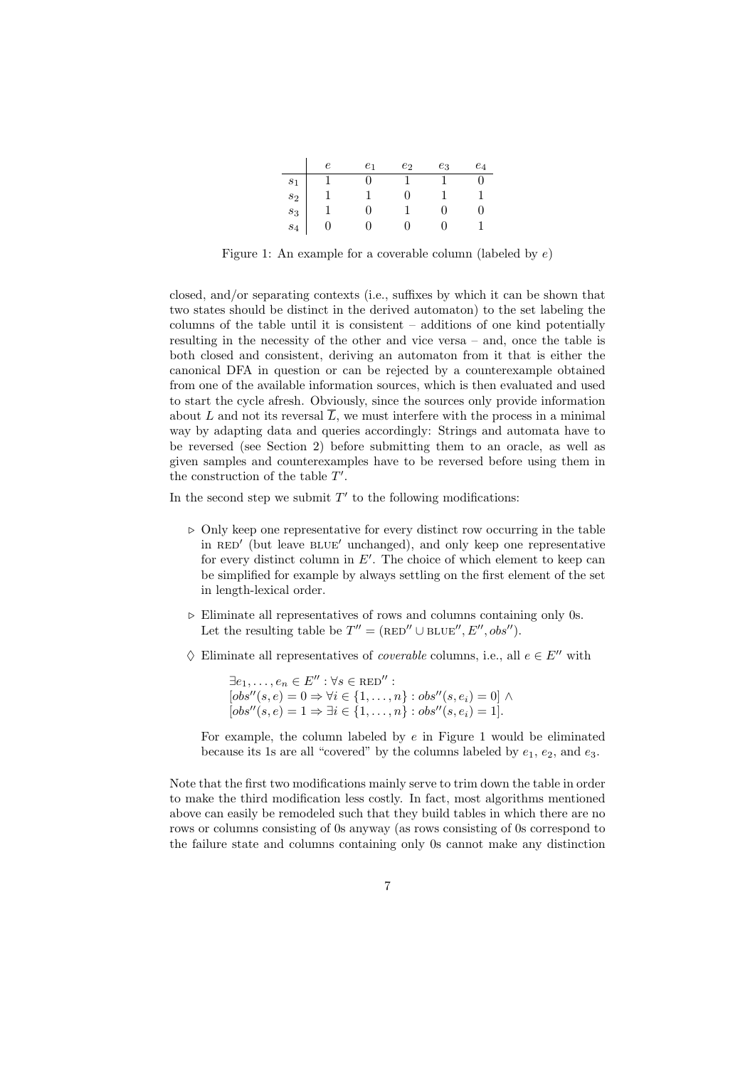|  | $e$ | $e_1$ | $e_2$ | $e_3$ | $e_4$ |
|---|---|---|---|---|---|
| $s_1$ | 1 | 0 | 1 | 1 | 0 |
| $s_2$ | 1 | 1 | 0 | 1 | 1 |
| $s_3$ | 1 | 0 | 1 | 0 | 0 |
| $s_4$ | 0 | 0 | 0 | 0 | 1 |

Figure 1: An example for a coverable column (labeled by $e$)

closed, and/or separating contexts (i.e., suffixes by which it can be shown that two states should be distinct in the derived automaton) to the set labeling the columns of the table until it is consistent – additions of one kind potentially resulting in the necessity of the other and vice versa – and, once the table is both closed and consistent, deriving an automaton from it that is either the canonical DFA in question or can be rejected by a counterexample obtained from one of the available information sources, which is then evaluated and used to start the cycle afresh. Obviously, since the sources only provide information about $L$ and not its reversal $\overline{L}$, we must interfere with the process in a minimal way by adapting data and queries accordingly: Strings and automata have to be reversed (see Section 2) before submitting them to an oracle, as well as given samples and counterexamples have to be reversed before using them in the construction of the table $T'$.

In the second step we submit $T'$ to the following modifications:

- ▷ Only keep one representative for every distinct row occurring in the table in RED′ (but leave BLUE′ unchanged), and only keep one representative for every distinct column in $E'$. The choice of which element to keep can be simplified for example by always settling on the first element of the set in length-lexical order.
- ▷ Eliminate all representatives of rows and columns containing only 0s. Let the resulting table be $T'' = (\text{RED}'' \cup \text{BLUE}'', E'', obs'')$.
- ♢ Eliminate all representatives of *coverable* columns, i.e., all $e \in E''$ with

  $\exists e_1, \ldots, e_n \in E'' : \forall s \in \text{RED}'' :$
  $[obs''(s, e) = 0 \Rightarrow \forall i \in \{1, \ldots, n\} : obs''(s, e_i) = 0] \wedge$
  $[obs''(s, e) = 1 \Rightarrow \exists i \in \{1, \ldots, n\} : obs''(s, e_i) = 1].$

  For example, the column labeled by $e$ in Figure 1 would be eliminated because its 1s are all "covered" by the columns labeled by $e_1$, $e_2$, and $e_3$.

Note that the first two modifications mainly serve to trim down the table in order to make the third modification less costly. In fact, most algorithms mentioned above can easily be remodeled such that they build tables in which there are no rows or columns consisting of 0s anyway (as rows consisting of 0s correspond to the failure state and columns containing only 0s cannot make any distinction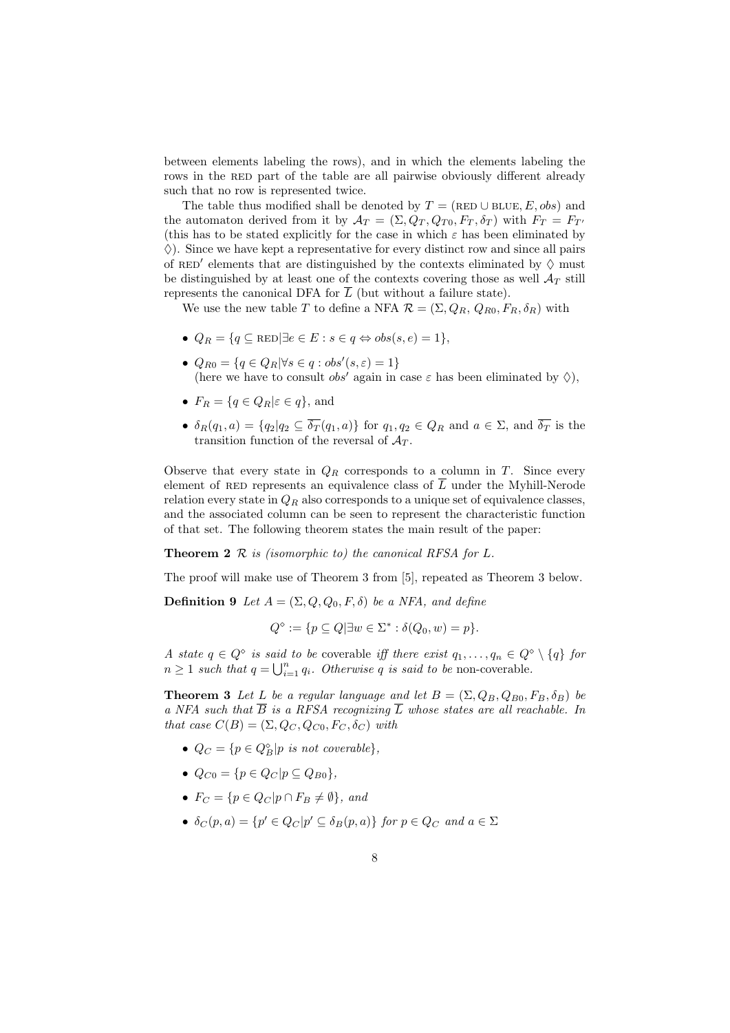between elements labeling the rows), and in which the elements labeling the rows in the RED part of the table are all pairwise obviously different already such that no row is represented twice.

The table thus modified shall be denoted by $T = (\text{RED} \cup \text{BLUE}, E, obs)$ and the automaton derived from it by $\mathcal{A}_T = (\Sigma, Q_T, Q_{T0}, F_T, \delta_T)$ with $F_T = F_{T'}$ (this has to be stated explicitly for the case in which $\varepsilon$ has been eliminated by $\Diamond$). Since we have kept a representative for every distinct row and since all pairs of $\text{RED}'$ elements that are distinguished by the contexts eliminated by $\Diamond$ must be distinguished by at least one of the contexts covering those as well $\mathcal{A}_T$ still represents the canonical DFA for $\overline{L}$ (but without a failure state).

We use the new table $T$ to define a NFA $\mathcal{R} = (\Sigma, Q_R, Q_{R0}, F_R, \delta_R)$ with

- $Q_R = \{q \subseteq \text{RED} | \exists e \in E : s \in q \Leftrightarrow obs(s, e) = 1\}$,
- $Q_{R0} = \{q \in Q_R | \forall s \in q : obs'(s, \varepsilon) = 1\}$
  (here we have to consult $obs'$ again in case $\varepsilon$ has been eliminated by $\Diamond$),
- $F_R = \{q \in Q_R | \varepsilon \in q\}$, and
- $\delta_R(q_1, a) = \{q_2 | q_2 \subseteq \overline{\delta_T}(q_1, a)\}$ for $q_1, q_2 \in Q_R$ and $a \in \Sigma$, and $\overline{\delta_T}$ is the transition function of the reversal of $\mathcal{A}_T$.

Observe that every state in $Q_R$ corresponds to a column in $T$. Since every element of RED represents an equivalence class of $\overline{L}$ under the Myhill-Nerode relation every state in $Q_R$ also corresponds to a unique set of equivalence classes, and the associated column can be seen to represent the characteristic function of that set. The following theorem states the main result of the paper:

**Theorem 2** *$\mathcal{R}$ is (isomorphic to) the canonical RFSA for $L$.*

The proof will make use of Theorem 3 from [5], repeated as Theorem 3 below.

**Definition 9** *Let $A = (\Sigma, Q, Q_0, F, \delta)$ be a NFA, and define*

$$Q^\diamond := \{p \subseteq Q | \exists w \in \Sigma^* : \delta(Q_0, w) = p\}.$$

*A state $q \in Q^\diamond$ is said to be* coverable *iff there exist $q_1, \ldots, q_n \in Q^\diamond \setminus \{q\}$ for $n \geq 1$ such that $q = \bigcup_{i=1}^n q_i$. Otherwise $q$ is said to be* non-coverable*.*

**Theorem 3** *Let $L$ be a regular language and let $B = (\Sigma, Q_B, Q_{B0}, F_B, \delta_B)$ be a NFA such that $\overline{B}$ is a RFSA recognizing $\overline{L}$ whose states are all reachable. In that case $C(B) = (\Sigma, Q_C, Q_{C0}, F_C, \delta_C)$ with*

- *$Q_C = \{p \in Q_B^\diamond | p$ is not coverable$\}$,*
- *$Q_{C0} = \{p \in Q_C | p \subseteq Q_{B0}\}$,*
- *$F_C = \{p \in Q_C | p \cap F_B \neq \emptyset\}$, and*
- *$\delta_C(p, a) = \{p' \in Q_C | p' \subseteq \delta_B(p, a)\}$ for $p \in Q_C$ and $a \in \Sigma$*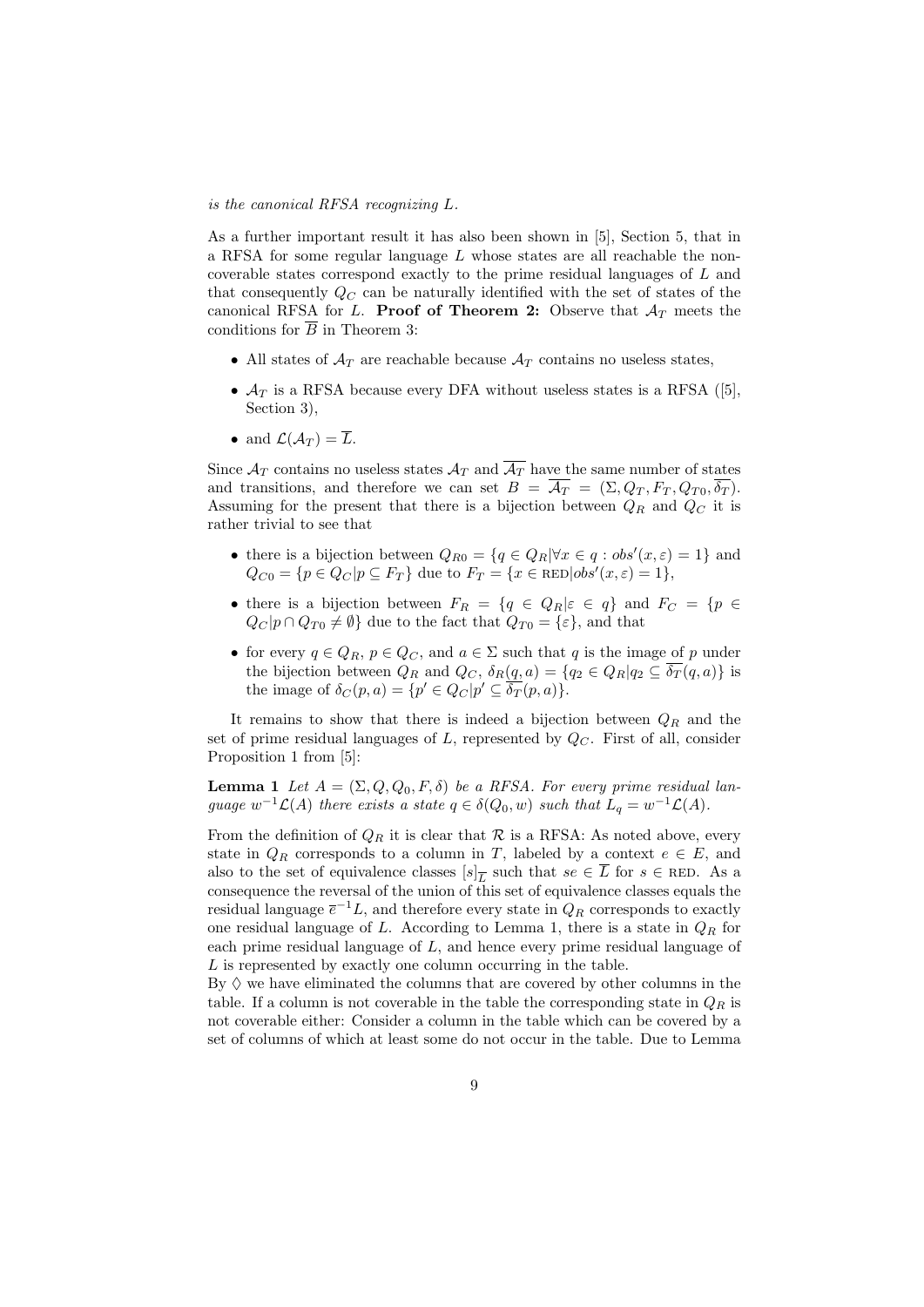*is the canonical RFSA recognizing* $L$.

As a further important result it has also been shown in [5], Section 5, that in a RFSA for some regular language $L$ whose states are all reachable the non-coverable states correspond exactly to the prime residual languages of $L$ and that consequently $Q_C$ can be naturally identified with the set of states of the canonical RFSA for $L$. **Proof of Theorem 2:** Observe that $\mathcal{A}_T$ meets the conditions for $\overline{B}$ in Theorem 3:

- All states of $\mathcal{A}_T$ are reachable because $\mathcal{A}_T$ contains no useless states,
- $\mathcal{A}_T$ is a RFSA because every DFA without useless states is a RFSA ([5], Section 3),
- and $\mathcal{L}(\mathcal{A}_T) = \overline{L}$.

Since $\mathcal{A}_T$ contains no useless states $\mathcal{A}_T$ and $\overline{\mathcal{A}_T}$ have the same number of states and transitions, and therefore we can set $B = \overline{\mathcal{A}_T} = (\Sigma, Q_T, F_T, Q_{T0}, \overline{\delta_T})$. Assuming for the present that there is a bijection between $Q_R$ and $Q_C$ it is rather trivial to see that

- there is a bijection between $Q_{R0} = \{q \in Q_R | \forall x \in q : obs'(x, \varepsilon) = 1\}$ and $Q_{C0} = \{p \in Q_C | p \subseteq F_T\}$ due to $F_T = \{x \in \text{RED} | obs'(x, \varepsilon) = 1\}$,
- there is a bijection between $F_R = \{q \in Q_R | \varepsilon \in q\}$ and $F_C = \{p \in Q_C | p \cap Q_{T0} \neq \emptyset\}$ due to the fact that $Q_{T0} = \{\varepsilon\}$, and that
- for every $q \in Q_R$, $p \in Q_C$, and $a \in \Sigma$ such that $q$ is the image of $p$ under the bijection between $Q_R$ and $Q_C$, $\delta_R(q, a) = \{q_2 \in Q_R | q_2 \subseteq \overline{\delta_T}(q, a)\}$ is the image of $\delta_C(p, a) = \{p' \in Q_C | p' \subseteq \overline{\delta_T}(p, a)\}$.

It remains to show that there is indeed a bijection between $Q_R$ and the set of prime residual languages of $L$, represented by $Q_C$. First of all, consider Proposition 1 from [5]:

**Lemma 1** *Let* $A = (\Sigma, Q, Q_0, F, \delta)$ *be a RFSA. For every prime residual language* $w^{-1}\mathcal{L}(A)$ *there exists a state* $q \in \delta(Q_0, w)$ *such that* $L_q = w^{-1}\mathcal{L}(A)$.

From the definition of $Q_R$ it is clear that $\mathcal{R}$ is a RFSA: As noted above, every state in $Q_R$ corresponds to a column in $T$, labeled by a context $e \in E$, and also to the set of equivalence classes $[s]_{\overline{L}}$ such that $se \in \overline{L}$ for $s \in \text{RED}$. As a consequence the reversal of the union of this set of equivalence classes equals the residual language $\overline{e}^{-1}L$, and therefore every state in $Q_R$ corresponds to exactly one residual language of $L$. According to Lemma 1, there is a state in $Q_R$ for each prime residual language of $L$, and hence every prime residual language of $L$ is represented by exactly one column occurring in the table.

By $\Diamond$ we have eliminated the columns that are covered by other columns in the table. If a column is not coverable in the table the corresponding state in $Q_R$ is not coverable either: Consider a column in the table which can be covered by a set of columns of which at least some do not occur in the table. Due to Lemma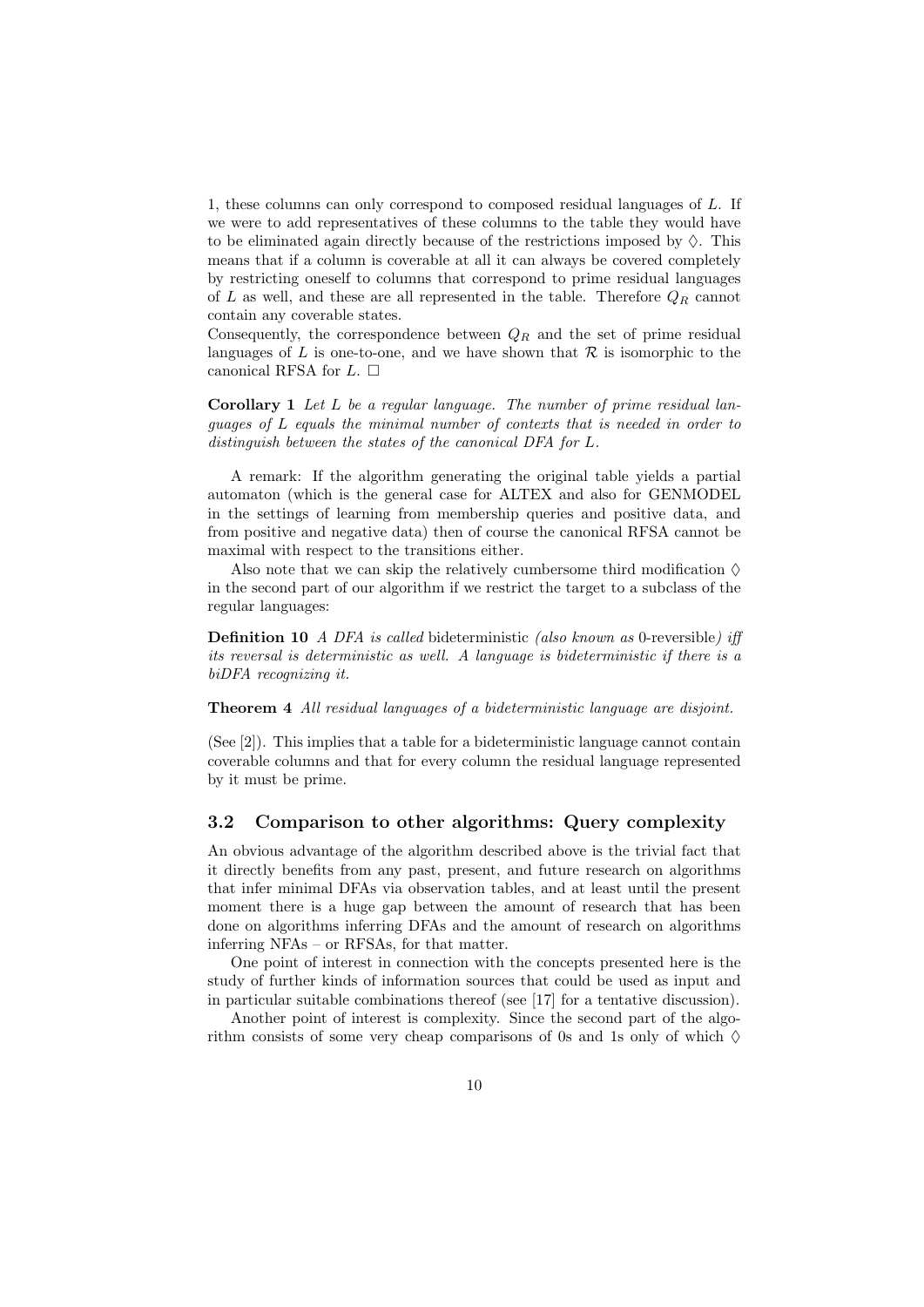1, these columns can only correspond to composed residual languages of $L$. If we were to add representatives of these columns to the table they would have to be eliminated again directly because of the restrictions imposed by $\Diamond$. This means that if a column is coverable at all it can always be covered completely by restricting oneself to columns that correspond to prime residual languages of $L$ as well, and these are all represented in the table. Therefore $Q_R$ cannot contain any coverable states.
Consequently, the correspondence between $Q_R$ and the set of prime residual languages of $L$ is one-to-one, and we have shown that $\mathcal{R}$ is isomorphic to the canonical RFSA for $L$. $\square$

**Corollary 1** *Let $L$ be a regular language. The number of prime residual languages of $L$ equals the minimal number of contexts that is needed in order to distinguish between the states of the canonical DFA for $L$.*

A remark: If the algorithm generating the original table yields a partial automaton (which is the general case for ALTEX and also for GENMODEL in the settings of learning from membership queries and positive data, and from positive and negative data) then of course the canonical RFSA cannot be maximal with respect to the transitions either.

Also note that we can skip the relatively cumbersome third modification $\Diamond$ in the second part of our algorithm if we restrict the target to a subclass of the regular languages:

**Definition 10** *A DFA is called* bideterministic *(also known as* 0-reversible*) iff its reversal is deterministic as well. A language is bideterministic if there is a biDFA recognizing it.*

**Theorem 4** *All residual languages of a bideterministic language are disjoint.*

(See [2]). This implies that a table for a bideterministic language cannot contain coverable columns and that for every column the residual language represented by it must be prime.

### 3.2 Comparison to other algorithms: Query complexity

An obvious advantage of the algorithm described above is the trivial fact that it directly benefits from any past, present, and future research on algorithms that infer minimal DFAs via observation tables, and at least until the present moment there is a huge gap between the amount of research that has been done on algorithms inferring DFAs and the amount of research on algorithms inferring NFAs – or RFSAs, for that matter.

One point of interest in connection with the concepts presented here is the study of further kinds of information sources that could be used as input and in particular suitable combinations thereof (see [17] for a tentative discussion).

Another point of interest is complexity. Since the second part of the algorithm consists of some very cheap comparisons of 0s and 1s only of which $\Diamond$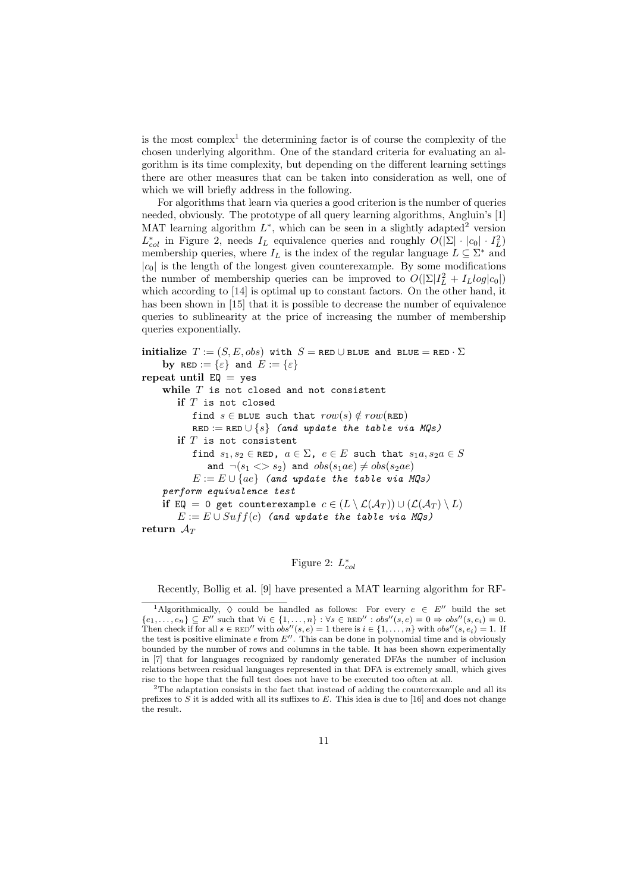is the most complex[1] the determining factor is of course the complexity of the chosen underlying algorithm. One of the standard criteria for evaluating an algorithm is its time complexity, but depending on the different learning settings there are other measures that can be taken into consideration as well, one of which we will briefly address in the following.

For algorithms that learn via queries a good criterion is the number of queries needed, obviously. The prototype of all query learning algorithms, Angluin's [1] MAT learning algorithm $L^*$, which can be seen in a slightly adapted[2] version $L^*_{col}$ in Figure 2, needs $I_L$ equivalence queries and roughly $O(|\Sigma| \cdot |c_0| \cdot I_L^2)$ membership queries, where $I_L$ is the index of the regular language $L \subseteq \Sigma^*$ and $|c_0|$ is the length of the longest given counterexample. By some modifications the number of membership queries can be improved to $O(|\Sigma|I_L^2 + I_L log|c_0|)$ which according to [14] is optimal up to constant factors. On the other hand, it has been shown in [15] that it is possible to decrease the number of equivalence queries to sublinearity at the price of increasing the number of membership queries exponentially.

```
initialize T := (S, E, obs) with S = RED ∪ BLUE and BLUE = RED · Σ
    by RED := {ε} and E := {ε}
repeat until EQ = yes
    while T is not closed and not consistent
        if T is not closed
            find s ∈ BLUE such that row(s) ∉ row(RED)
            RED := RED ∪ {s} (and update the table via MQs)
        if T is not consistent
            find s1, s2 ∈ RED, a ∈ Σ, e ∈ E such that s1a, s2a ∈ S
                and ¬(s1 <> s2) and obs(s1ae) ≠ obs(s2ae)
            E := E ∪ {ae} (and update the table via MQs)
    perform equivalence test
    if EQ = 0 get counterexample c ∈ (L \ L(A_T)) ∪ (L(A_T) \ L)
        E := E ∪ Suff(c) (and update the table via MQs)
return A_T
```

Figure 2: $L^*_{col}$

Recently, Bollig et al. [9] have presented a MAT learning algorithm for RF-

---

[1] Algorithmically, $\diamond$ could be handled as follows: For every $e \in E''$ build the set $\{e_1, \ldots, e_n\} \subseteq E''$ such that $\forall i \in \{1, \ldots, n\} : \forall s \in \text{RED}'' : obs''(s, e) = 0 \Rightarrow obs''(s, e_i) = 0$. Then check if for all $s \in \text{RED}''$ with $obs''(s, e) = 1$ there is $i \in \{1, \ldots, n\}$ with $obs''(s, e_i) = 1$. If the test is positive eliminate $e$ from $E''$. This can be done in polynomial time and is obviously bounded by the number of rows and columns in the table. It has been shown experimentally in [7] that for languages recognized by randomly generated DFAs the number of inclusion relations between residual languages represented in that DFA is extremely small, which gives rise to the hope that the full test does not have to be executed too often at all.

[2] The adaptation consists in the fact that instead of adding the counterexample and all its prefixes to $S$ it is added with all its suffixes to $E$. This idea is due to [16] and does not change the result.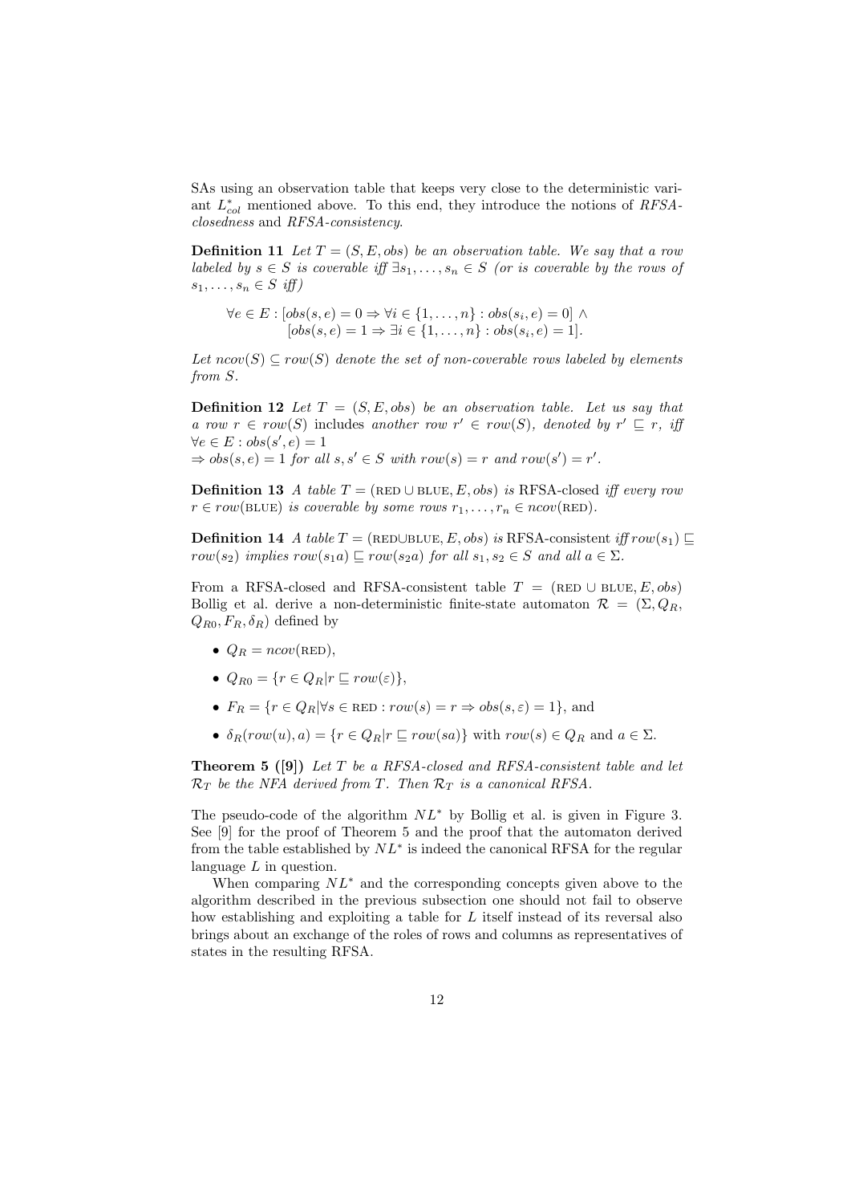SAs using an observation table that keeps very close to the deterministic variant $L^*_{col}$ mentioned above. To this end, they introduce the notions of *RFSA-closedness* and *RFSA-consistency*.

**Definition 11** *Let $T = (S, E, obs)$ be an observation table. We say that a row labeled by $s \in S$ is coverable iff $\exists s_1, \ldots, s_n \in S$ (or is coverable by the rows of $s_1, \ldots, s_n \in S$ iff)*

$$\forall e \in E : [obs(s, e) = 0 \Rightarrow \forall i \in \{1, \ldots, n\} : obs(s_i, e) = 0] \wedge$$
$$[obs(s, e) = 1 \Rightarrow \exists i \in \{1, \ldots, n\} : obs(s_i, e) = 1].$$

*Let $ncov(S) \subseteq row(S)$ denote the set of non-coverable rows labeled by elements from $S$.*

**Definition 12** *Let $T = (S, E, obs)$ be an observation table. Let us say that a row $r \in row(S)$ includes another row $r' \in row(S)$, denoted by $r' \sqsubseteq r$, iff $\forall e \in E : obs(s', e) = 1$
$\Rightarrow obs(s, e) = 1$ for all $s, s' \in S$ with $row(s) = r$ and $row(s') = r'$.*

**Definition 13** *A table $T = (\text{RED} \cup \text{BLUE}, E, obs)$ is* RFSA-closed *iff every row $r \in row(\text{BLUE})$ is coverable by some rows $r_1, \ldots, r_n \in ncov(\text{RED})$.*

**Definition 14** *A table $T = (\text{RED} \cup \text{BLUE}, E, obs)$ is* RFSA-consistent *iff $row(s_1) \sqsubseteq row(s_2)$ implies $row(s_1 a) \sqsubseteq row(s_2 a)$ for all $s_1, s_2 \in S$ and all $a \in \Sigma$.*

From a RFSA-closed and RFSA-consistent table $T = (\text{RED} \cup \text{BLUE}, E, obs)$ Bollig et al. derive a non-deterministic finite-state automaton $\mathcal{R} = (\Sigma, Q_R, Q_{R0}, F_R, \delta_R)$ defined by

- $Q_R = ncov(\text{RED})$,
- $Q_{R0} = \{r \in Q_R | r \sqsubseteq row(\varepsilon)\}$,
- $F_R = \{r \in Q_R | \forall s \in \text{RED} : row(s) = r \Rightarrow obs(s, \varepsilon) = 1\}$, and
- $\delta_R(row(u), a) = \{r \in Q_R | r \sqsubseteq row(sa)\}$ with $row(s) \in Q_R$ and $a \in \Sigma$.

**Theorem 5 ([9])** *Let $T$ be a RFSA-closed and RFSA-consistent table and let $\mathcal{R}_T$ be the NFA derived from $T$. Then $\mathcal{R}_T$ is a canonical RFSA.*

The pseudo-code of the algorithm $NL^*$ by Bollig et al. is given in Figure 3. See [9] for the proof of Theorem 5 and the proof that the automaton derived from the table established by $NL^*$ is indeed the canonical RFSA for the regular language $L$ in question.

When comparing $NL^*$ and the corresponding concepts given above to the algorithm described in the previous subsection one should not fail to observe how establishing and exploiting a table for $L$ itself instead of its reversal also brings about an exchange of the roles of rows and columns as representatives of states in the resulting RFSA.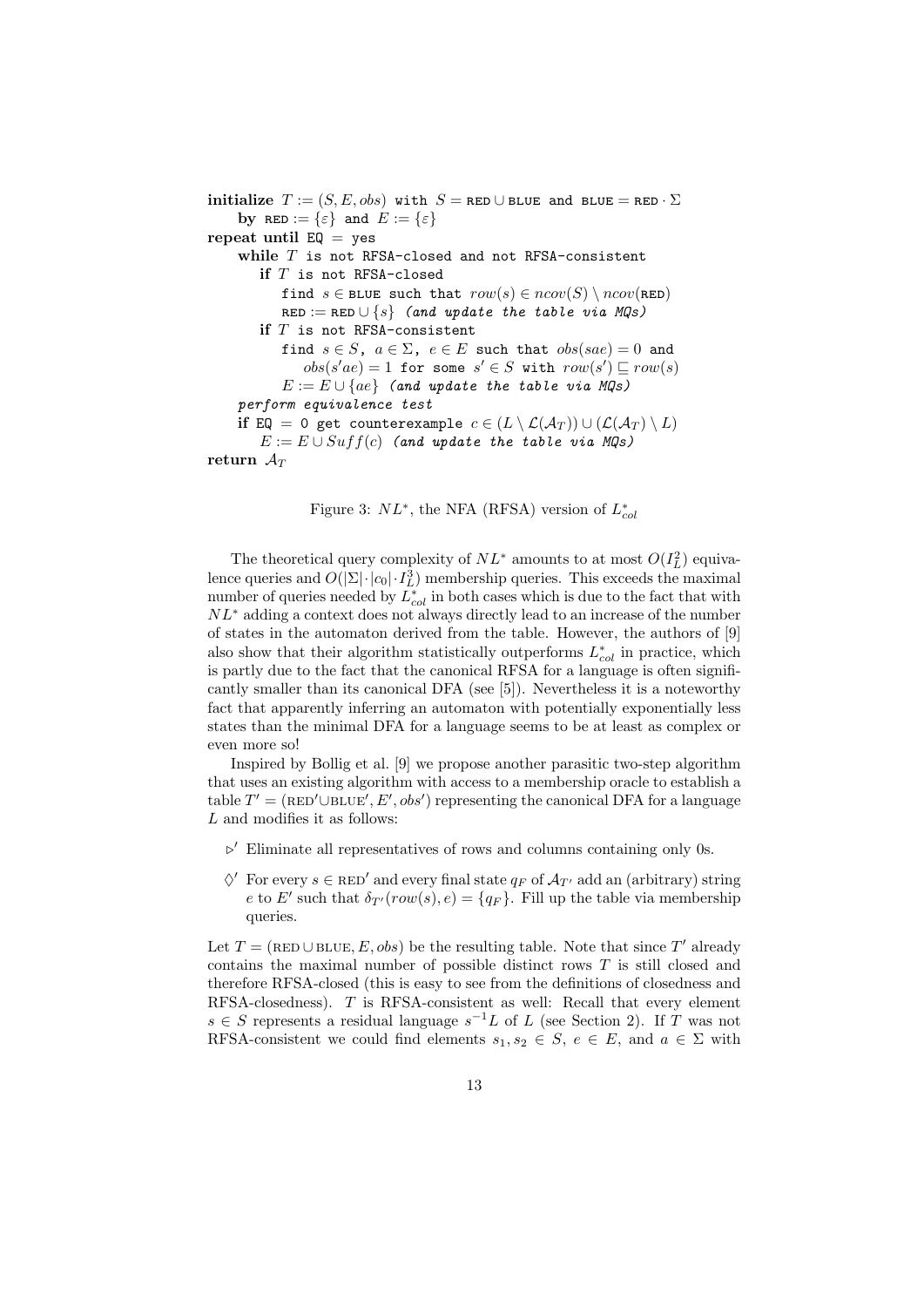```
initialize T := (S, E, obs) with S = RED ∪ BLUE and BLUE = RED · Σ
    by RED := {ε} and E := {ε}
repeat until EQ = yes
    while T is not RFSA-closed and not RFSA-consistent
        if T is not RFSA-closed
            find s ∈ BLUE such that row(s) ∈ ncov(S) \ ncov(RED)
            RED := RED ∪ {s} (and update the table via MQs)
        if T is not RFSA-consistent
            find s ∈ S, a ∈ Σ, e ∈ E such that obs(sae) = 0 and
                obs(s'ae) = 1 for some s' ∈ S with row(s') ⊑ row(s)
            E := E ∪ {ae} (and update the table via MQs)
    perform equivalence test
    if EQ = 0 get counterexample c ∈ (L \ L(A_T)) ∪ (L(A_T) \ L)
        E := E ∪ Suff(c) (and update the table via MQs)
return A_T
```

Figure 3: $NL^*$, the NFA (RFSA) version of $L^*_{col}$

The theoretical query complexity of $NL^*$ amounts to at most $O(I_L^2)$ equivalence queries and $O(|\Sigma| \cdot |c_0| \cdot I_L^3)$ membership queries. This exceeds the maximal number of queries needed by $L^*_{col}$ in both cases which is due to the fact that with $NL^*$ adding a context does not always directly lead to an increase of the number of states in the automaton derived from the table. However, the authors of [9] also show that their algorithm statistically outperforms $L^*_{col}$ in practice, which is partly due to the fact that the canonical RFSA for a language is often significantly smaller than its canonical DFA (see [5]). Nevertheless it is a noteworthy fact that apparently inferring an automaton with potentially exponentially less states than the minimal DFA for a language seems to be at least as complex or even more so!

Inspired by Bollig et al. [9] we propose another parasitic two-step algorithm that uses an existing algorithm with access to a membership oracle to establish a table $T' = (\text{RED}' \cup \text{BLUE}', E', obs')$ representing the canonical DFA for a language $L$ and modifies it as follows:

- $\triangleright'$ Eliminate all representatives of rows and columns containing only 0s.
- $\Diamond'$ For every $s \in \text{RED}'$ and every final state $q_F$ of $\mathcal{A}_{T'}$ add an (arbitrary) string $e$ to $E'$ such that $\delta_{T'}(row(s), e) = \{q_F\}$. Fill up the table via membership queries.

Let $T = (\text{RED} \cup \text{BLUE}, E, obs)$ be the resulting table. Note that since $T'$ already contains the maximal number of possible distinct rows $T$ is still closed and therefore RFSA-closed (this is easy to see from the definitions of closedness and RFSA-closedness). $T$ is RFSA-consistent as well: Recall that every element $s \in S$ represents a residual language $s^{-1}L$ of $L$ (see Section 2). If $T$ was not RFSA-consistent we could find elements $s_1, s_2 \in S$, $e \in E$, and $a \in \Sigma$ with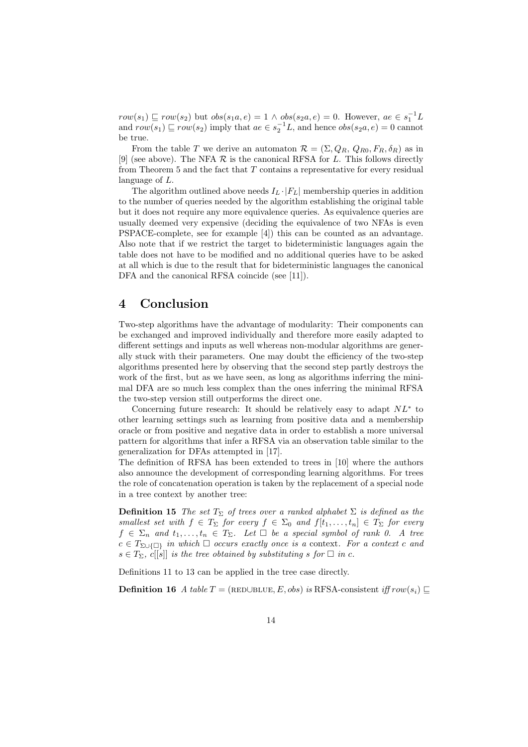$row(s_1) \sqsubseteq row(s_2)$ but $obs(s_1a, e) = 1 \wedge obs(s_2a, e) = 0$. However, $ae \in s_1^{-1}L$ and $row(s_1) \sqsubseteq row(s_2)$ imply that $ae \in s_2^{-1}L$, and hence $obs(s_2a, e) = 0$ cannot be true.

From the table $T$ we derive an automaton $\mathcal{R} = (\Sigma, Q_R, Q_{R0}, F_R, \delta_R)$ as in [9] (see above). The NFA $\mathcal{R}$ is the canonical RFSA for $L$. This follows directly from Theorem 5 and the fact that $T$ contains a representative for every residual language of $L$.

The algorithm outlined above needs $I_L \cdot |F_L|$ membership queries in addition to the number of queries needed by the algorithm establishing the original table but it does not require any more equivalence queries. As equivalence queries are usually deemed very expensive (deciding the equivalence of two NFAs is even PSPACE-complete, see for example [4]) this can be counted as an advantage. Also note that if we restrict the target to bideterministic languages again the table does not have to be modified and no additional queries have to be asked at all which is due to the result that for bideterministic languages the canonical DFA and the canonical RFSA coincide (see [11]).

# 4 Conclusion

Two-step algorithms have the advantage of modularity: Their components can be exchanged and improved individually and therefore more easily adapted to different settings and inputs as well whereas non-modular algorithms are generally stuck with their parameters. One may doubt the efficiency of the two-step algorithms presented here by observing that the second step partly destroys the work of the first, but as we have seen, as long as algorithms inferring the minimal DFA are so much less complex than the ones inferring the minimal RFSA the two-step version still outperforms the direct one.

Concerning future research: It should be relatively easy to adapt $NL^*$ to other learning settings such as learning from positive data and a membership oracle or from positive and negative data in order to establish a more universal pattern for algorithms that infer a RFSA via an observation table similar to the generalization for DFAs attempted in [17].

The definition of RFSA has been extended to trees in [10] where the authors also announce the development of corresponding learning algorithms. For trees the role of concatenation operation is taken by the replacement of a special node in a tree context by another tree:

**Definition 15** *The set $T_\Sigma$ of trees over a ranked alphabet $\Sigma$ is defined as the smallest set with $f \in T_\Sigma$ for every $f \in \Sigma_0$ and $f[t_1, \ldots, t_n] \in T_\Sigma$ for every $f \in \Sigma_n$ and $t_1, \ldots, t_n \in T_\Sigma$. Let $\square$ be a special symbol of rank 0. A tree $c \in T_{\Sigma \cup \{\square\}}$ in which $\square$ occurs exactly once is a* context*. For a context $c$ and $s \in T_\Sigma$, $c[[s]]$ is the tree obtained by substituting $s$ for $\square$ in $c$.*

Definitions 11 to 13 can be applied in the tree case directly.

**Definition 16** *A table $T = (\text{RED}\cup\text{BLUE}, E, obs)$ is* RFSA-consistent *iff $row(s_i) \sqsubseteq$*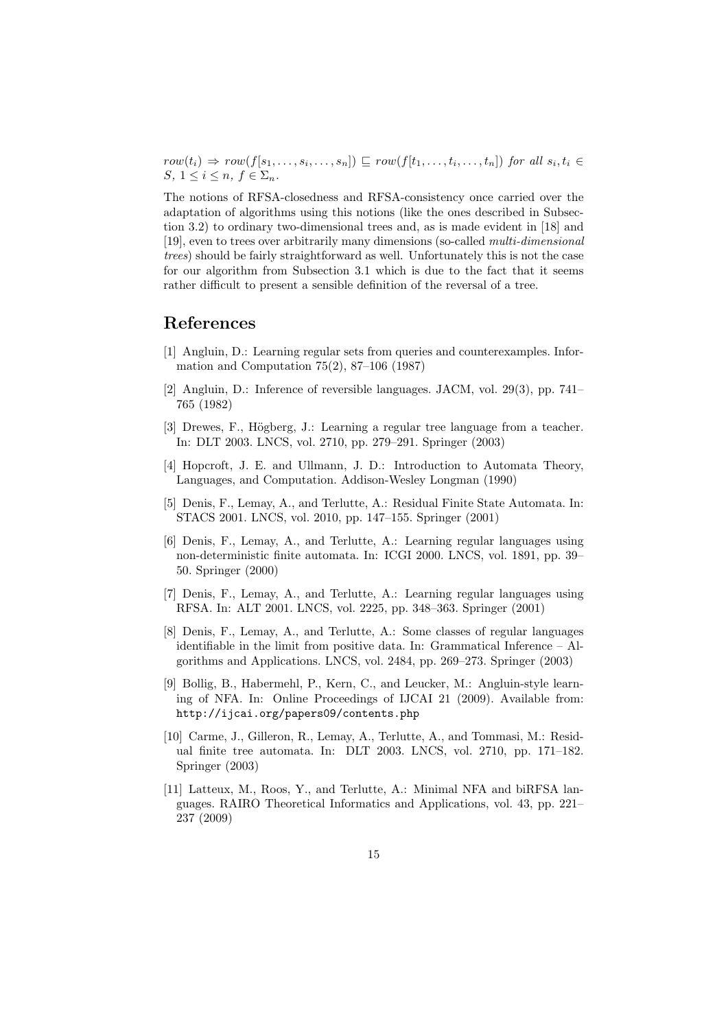$row(t_i) \Rightarrow row(f[s_1, \ldots, s_i, \ldots, s_n]) \sqsubseteq row(f[t_1, \ldots, t_i, \ldots, t_n])$ *for all* $s_i, t_i \in S$, $1 \leq i \leq n$, $f \in \Sigma_n$.

The notions of RFSA-closedness and RFSA-consistency once carried over the adaptation of algorithms using this notions (like the ones described in Subsection 3.2) to ordinary two-dimensional trees and, as is made evident in [18] and [19], even to trees over arbitrarily many dimensions (so-called *multi-dimensional trees*) should be fairly straightforward as well. Unfortunately this is not the case for our algorithm from Subsection 3.1 which is due to the fact that it seems rather difficult to present a sensible definition of the reversal of a tree.

# References

[1] Angluin, D.: Learning regular sets from queries and counterexamples. Information and Computation 75(2), 87–106 (1987)

[2] Angluin, D.: Inference of reversible languages. JACM, vol. 29(3), pp. 741–765 (1982)

[3] Drewes, F., Högberg, J.: Learning a regular tree language from a teacher. In: DLT 2003. LNCS, vol. 2710, pp. 279–291. Springer (2003)

[4] Hopcroft, J. E. and Ullmann, J. D.: Introduction to Automata Theory, Languages, and Computation. Addison-Wesley Longman (1990)

[5] Denis, F., Lemay, A., and Terlutte, A.: Residual Finite State Automata. In: STACS 2001. LNCS, vol. 2010, pp. 147–155. Springer (2001)

[6] Denis, F., Lemay, A., and Terlutte, A.: Learning regular languages using non-deterministic finite automata. In: ICGI 2000. LNCS, vol. 1891, pp. 39–50. Springer (2000)

[7] Denis, F., Lemay, A., and Terlutte, A.: Learning regular languages using RFSA. In: ALT 2001. LNCS, vol. 2225, pp. 348–363. Springer (2001)

[8] Denis, F., Lemay, A., and Terlutte, A.: Some classes of regular languages identifiable in the limit from positive data. In: Grammatical Inference – Algorithms and Applications. LNCS, vol. 2484, pp. 269–273. Springer (2003)

[9] Bollig, B., Habermehl, P., Kern, C., and Leucker, M.: Angluin-style learning of NFA. In: Online Proceedings of IJCAI 21 (2009). Available from: `http://ijcai.org/papers09/contents.php`

[10] Carme, J., Gilleron, R., Lemay, A., Terlutte, A., and Tommasi, M.: Residual finite tree automata. In: DLT 2003. LNCS, vol. 2710, pp. 171–182. Springer (2003)

[11] Latteux, M., Roos, Y., and Terlutte, A.: Minimal NFA and biRFSA languages. RAIRO Theoretical Informatics and Applications, vol. 43, pp. 221–237 (2009)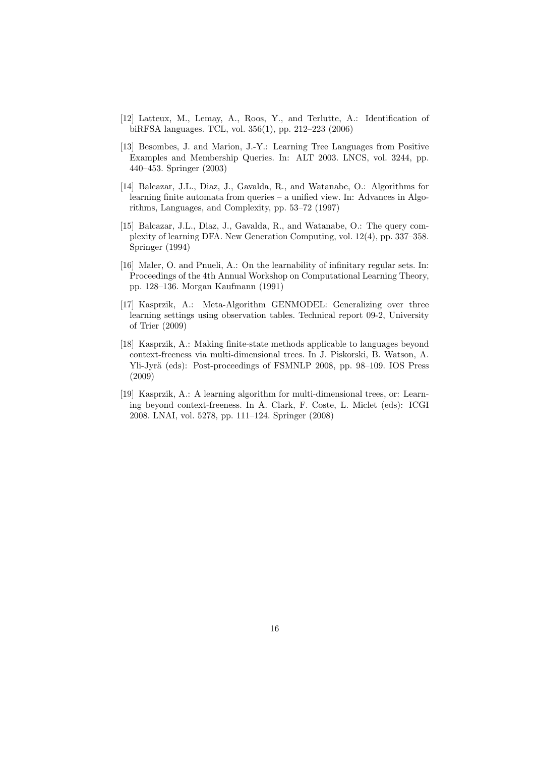[12] Latteux, M., Lemay, A., Roos, Y., and Terlutte, A.: Identification of biRFSA languages. TCL, vol. 356(1), pp. 212–223 (2006)

[13] Besombes, J. and Marion, J.-Y.: Learning Tree Languages from Positive Examples and Membership Queries. In: ALT 2003. LNCS, vol. 3244, pp. 440–453. Springer (2003)

[14] Balcazar, J.L., Diaz, J., Gavalda, R., and Watanabe, O.: Algorithms for learning finite automata from queries – a unified view. In: Advances in Algorithms, Languages, and Complexity, pp. 53–72 (1997)

[15] Balcazar, J.L., Diaz, J., Gavalda, R., and Watanabe, O.: The query complexity of learning DFA. New Generation Computing, vol. 12(4), pp. 337–358. Springer (1994)

[16] Maler, O. and Pnueli, A.: On the learnability of infinitary regular sets. In: Proceedings of the 4th Annual Workshop on Computational Learning Theory, pp. 128–136. Morgan Kaufmann (1991)

[17] Kasprzik, A.: Meta-Algorithm GENMODEL: Generalizing over three learning settings using observation tables. Technical report 09-2, University of Trier (2009)

[18] Kasprzik, A.: Making finite-state methods applicable to languages beyond context-freeness via multi-dimensional trees. In J. Piskorski, B. Watson, A. Yli-Jyrä (eds): Post-proceedings of FSMNLP 2008, pp. 98–109. IOS Press (2009)

[19] Kasprzik, A.: A learning algorithm for multi-dimensional trees, or: Learning beyond context-freeness. In A. Clark, F. Coste, L. Miclet (eds): ICGI 2008. LNAI, vol. 5278, pp. 111–124. Springer (2008)